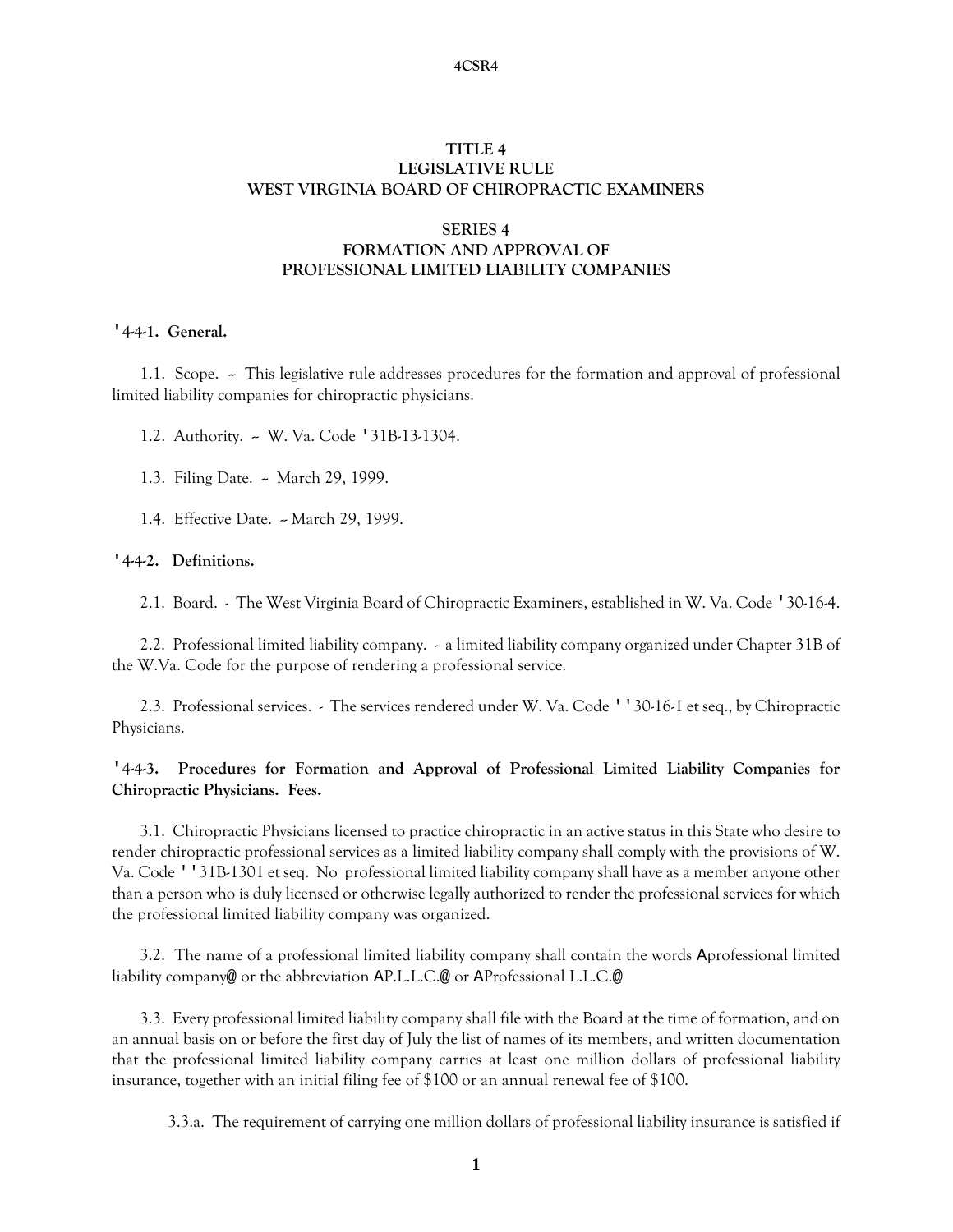# TITLE 4
# LEGISLATIVE RULE
# WEST VIRGINIA BOARD OF CHIROPRACTIC EXAMINERS

## SERIES 4
## FORMATION AND APPROVAL OF PROFESSIONAL LIMITED LIABILITY COMPANIES

**'4-4-1. General.**

1.1. Scope. ~ This legislative rule addresses procedures for the formation and approval of professional limited liability companies for chiropractic physicians.

1.2. Authority. ~ W. Va. Code '31B-13-1304.

1.3. Filing Date. ~ March 29, 1999.

1.4. Effective Date. ~ March 29, 1999.

**'4-4-2. Definitions.**

2.1. Board. - The West Virginia Board of Chiropractic Examiners, established in W. Va. Code '30-16-4.

2.2. Professional limited liability company. - a limited liability company organized under Chapter 31B of the W.Va. Code for the purpose of rendering a professional service.

2.3. Professional services. - The services rendered under W. Va. Code ''30-16-1 et seq., by Chiropractic Physicians.

**'4-4-3. Procedures for Formation and Approval of Professional Limited Liability Companies for Chiropractic Physicians. Fees.**

3.1. Chiropractic Physicians licensed to practice chiropractic in an active status in this State who desire to render chiropractic professional services as a limited liability company shall comply with the provisions of W. Va. Code ''31B-1301 et seq. No professional limited liability company shall have as a member anyone other than a person who is duly licensed or otherwise legally authorized to render the professional services for which the professional limited liability company was organized.

3.2. The name of a professional limited liability company shall contain the words Aprofessional limited liability company@ or the abbreviation AP.L.L.C.@ or AProfessional L.L.C.@

3.3. Every professional limited liability company shall file with the Board at the time of formation, and on an annual basis on or before the first day of July the list of names of its members, and written documentation that the professional limited liability company carries at least one million dollars of professional liability insurance, together with an initial filing fee of $100 or an annual renewal fee of $100.

3.3.a. The requirement of carrying one million dollars of professional liability insurance is satisfied if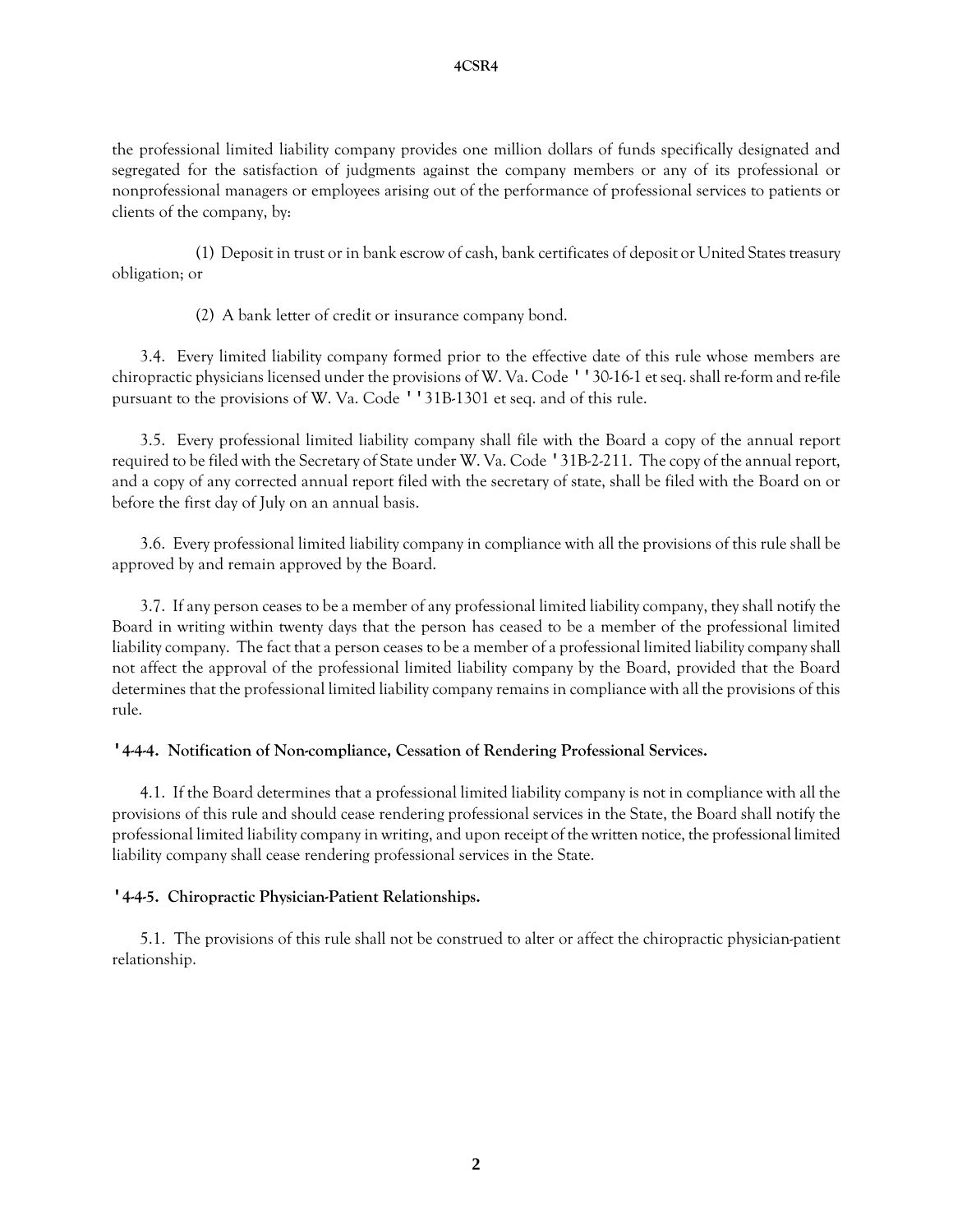the professional limited liability company provides one million dollars of funds specifically designated and segregated for the satisfaction of judgments against the company members or any of its professional or nonprofessional managers or employees arising out of the performance of professional services to patients or clients of the company, by:

(1) Deposit in trust or in bank escrow of cash, bank certificates of deposit or United States treasury obligation; or

(2) A bank letter of credit or insurance company bond.

3.4. Every limited liability company formed prior to the effective date of this rule whose members are chiropractic physicians licensed under the provisions of W. Va. Code ''30-16-1 et seq. shall re-form and re-file pursuant to the provisions of W. Va. Code ''31B-1301 et seq. and of this rule.

3.5. Every professional limited liability company shall file with the Board a copy of the annual report required to be filed with the Secretary of State under W. Va. Code '31B-2-211. The copy of the annual report, and a copy of any corrected annual report filed with the secretary of state, shall be filed with the Board on or before the first day of July on an annual basis.

3.6. Every professional limited liability company in compliance with all the provisions of this rule shall be approved by and remain approved by the Board.

3.7. If any person ceases to be a member of any professional limited liability company, they shall notify the Board in writing within twenty days that the person has ceased to be a member of the professional limited liability company. The fact that a person ceases to be a member of a professional limited liability company shall not affect the approval of the professional limited liability company by the Board, provided that the Board determines that the professional limited liability company remains in compliance with all the provisions of this rule.

**'4-4-4. Notification of Non-compliance, Cessation of Rendering Professional Services.**

4.1. If the Board determines that a professional limited liability company is not in compliance with all the provisions of this rule and should cease rendering professional services in the State, the Board shall notify the professional limited liability company in writing, and upon receipt of the written notice, the professional limited liability company shall cease rendering professional services in the State.

**'4-4-5. Chiropractic Physician-Patient Relationships.**

5.1. The provisions of this rule shall not be construed to alter or affect the chiropractic physician-patient relationship.